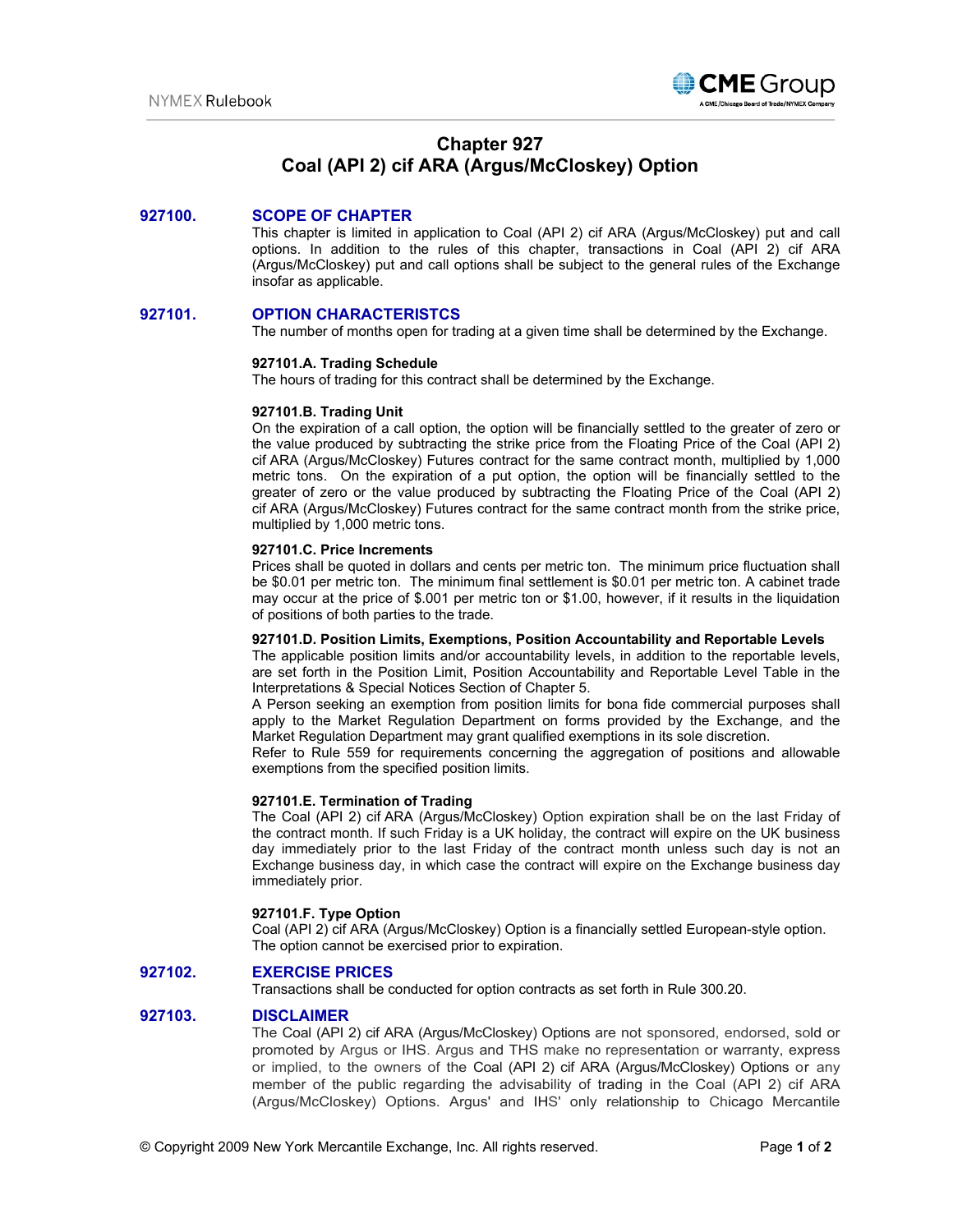# Chapter 927
# Coal (API 2) cif ARA (Argus/McCloskey) Option

## 927100. SCOPE OF CHAPTER

This chapter is limited in application to Coal (API 2) cif ARA (Argus/McCloskey) put and call options. In addition to the rules of this chapter, transactions in Coal (API 2) cif ARA (Argus/McCloskey) put and call options shall be subject to the general rules of the Exchange insofar as applicable.

## 927101. OPTION CHARACTERISTCS

The number of months open for trading at a given time shall be determined by the Exchange.

### 927101.A. Trading Schedule

The hours of trading for this contract shall be determined by the Exchange.

### 927101.B. Trading Unit

On the expiration of a call option, the option will be financially settled to the greater of zero or the value produced by subtracting the strike price from the Floating Price of the Coal (API 2) cif ARA (Argus/McCloskey) Futures contract for the same contract month, multiplied by 1,000 metric tons. On the expiration of a put option, the option will be financially settled to the greater of zero or the value produced by subtracting the Floating Price of the Coal (API 2) cif ARA (Argus/McCloskey) Futures contract for the same contract month from the strike price, multiplied by 1,000 metric tons.

### 927101.C. Price Increments

Prices shall be quoted in dollars and cents per metric ton. The minimum price fluctuation shall be $0.01 per metric ton. The minimum final settlement is $0.01 per metric ton. A cabinet trade may occur at the price of $.001 per metric ton or $1.00, however, if it results in the liquidation of positions of both parties to the trade.

### 927101.D. Position Limits, Exemptions, Position Accountability and Reportable Levels

The applicable position limits and/or accountability levels, in addition to the reportable levels, are set forth in the Position Limit, Position Accountability and Reportable Level Table in the Interpretations & Special Notices Section of Chapter 5.

A Person seeking an exemption from position limits for bona fide commercial purposes shall apply to the Market Regulation Department on forms provided by the Exchange, and the Market Regulation Department may grant qualified exemptions in its sole discretion.

Refer to Rule 559 for requirements concerning the aggregation of positions and allowable exemptions from the specified position limits.

### 927101.E. Termination of Trading

The Coal (API 2) cif ARA (Argus/McCloskey) Option expiration shall be on the last Friday of the contract month. If such Friday is a UK holiday, the contract will expire on the UK business day immediately prior to the last Friday of the contract month unless such day is not an Exchange business day, in which case the contract will expire on the Exchange business day immediately prior.

### 927101.F. Type Option

Coal (API 2) cif ARA (Argus/McCloskey) Option is a financially settled European-style option. The option cannot be exercised prior to expiration.

## 927102. EXERCISE PRICES

Transactions shall be conducted for option contracts as set forth in Rule 300.20.

## 927103. DISCLAIMER

The Coal (API 2) cif ARA (Argus/McCloskey) Options are not sponsored, endorsed, sold or promoted by Argus or IHS. Argus and THS make no representation or warranty, express or implied, to the owners of the Coal (API 2) cif ARA (Argus/McCloskey) Options or any member of the public regarding the advisability of trading in the Coal (API 2) cif ARA (Argus/McCloskey) Options. Argus' and IHS' only relationship to Chicago Mercantile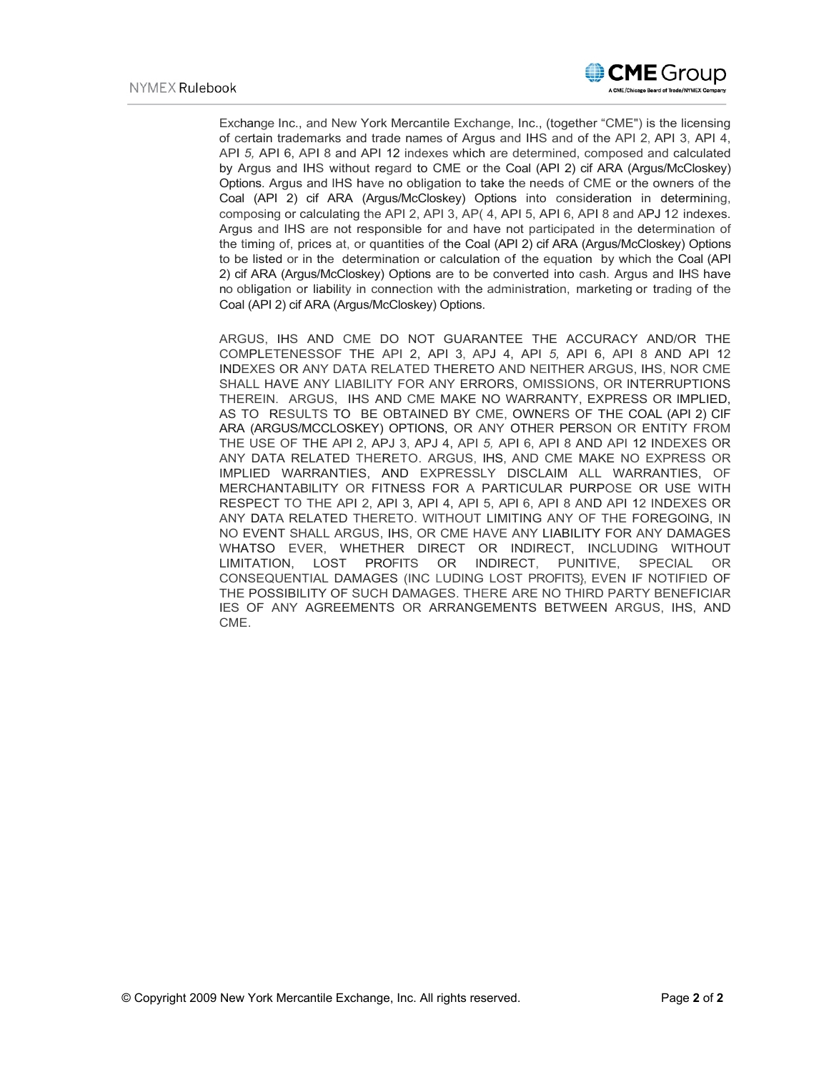Exchange Inc., and New York Mercantile Exchange, Inc., (together "CME") is the licensing of certain trademarks and trade names of Argus and IHS and of the API 2, API 3, API 4, API *5,* API 6, API 8 and API 12 indexes which are determined, composed and calculated by Argus and IHS without regard to CME or the Coal (API 2) cif ARA (Argus/McCloskey) Options. Argus and IHS have no obligation to take the needs of CME or the owners of the Coal (API 2) cif ARA (Argus/McCloskey) Options into consideration in determining, composing or calculating the API 2, API 3, AP( 4, API 5, API 6, API 8 and APJ 12 indexes. Argus and IHS are not responsible for and have not participated in the determination of the timing of, prices at, or quantities of the Coal (API 2) cif ARA (Argus/McCloskey) Options to be listed or in the determination or calculation of the equation by which the Coal (API 2) cif ARA (Argus/McCloskey) Options are to be converted into cash. Argus and IHS have no obligation or liability in connection with the administration, marketing or trading of the Coal (API 2) cif ARA (Argus/McCloskey) Options.

ARGUS, IHS AND CME DO NOT GUARANTEE THE ACCURACY AND/OR THE COMPLETENESSOF THE API 2, API 3, APJ 4, API *5,* API 6, API 8 AND API 12 INDEXES OR ANY DATA RELATED THERETO AND NEITHER ARGUS, IHS, NOR CME SHALL HAVE ANY LIABILITY FOR ANY ERRORS, OMISSIONS, OR INTERRUPTIONS THEREIN. ARGUS, IHS AND CME MAKE NO WARRANTY, EXPRESS OR IMPLIED, AS TO RESULTS TO BE OBTAINED BY CME, OWNERS OF THE COAL (API 2) CIF ARA (ARGUS/MCCLOSKEY) OPTIONS, OR ANY OTHER PERSON OR ENTITY FROM THE USE OF THE API 2, APJ 3, APJ 4, API *5,* API 6, API 8 AND API 12 INDEXES OR ANY DATA RELATED THERETO. ARGUS, IHS, AND CME MAKE NO EXPRESS OR IMPLIED WARRANTIES, AND EXPRESSLY DISCLAIM ALL WARRANTIES, OF MERCHANTABILITY OR FITNESS FOR A PARTICULAR PURPOSE OR USE WITH RESPECT TO THE API 2, API 3, API 4, API 5, API 6, API 8 AND API 12 INDEXES OR ANY DATA RELATED THERETO. WITHOUT LIMITING ANY OF THE FOREGOING, IN NO EVENT SHALL ARGUS, IHS, OR CME HAVE ANY LIABILITY FOR ANY DAMAGES WHATSO EVER, WHETHER DIRECT OR INDIRECT, INCLUDING WITHOUT LIMITATION, LOST PROFITS OR INDIRECT, PUNITIVE, SPECIAL OR CONSEQUENTIAL DAMAGES (INC LUDING LOST PROFITS}, EVEN IF NOTIFIED OF THE POSSIBILITY OF SUCH DAMAGES. THERE ARE NO THIRD PARTY BENEFICIAR IES OF ANY AGREEMENTS OR ARRANGEMENTS BETWEEN ARGUS, IHS, AND CME.